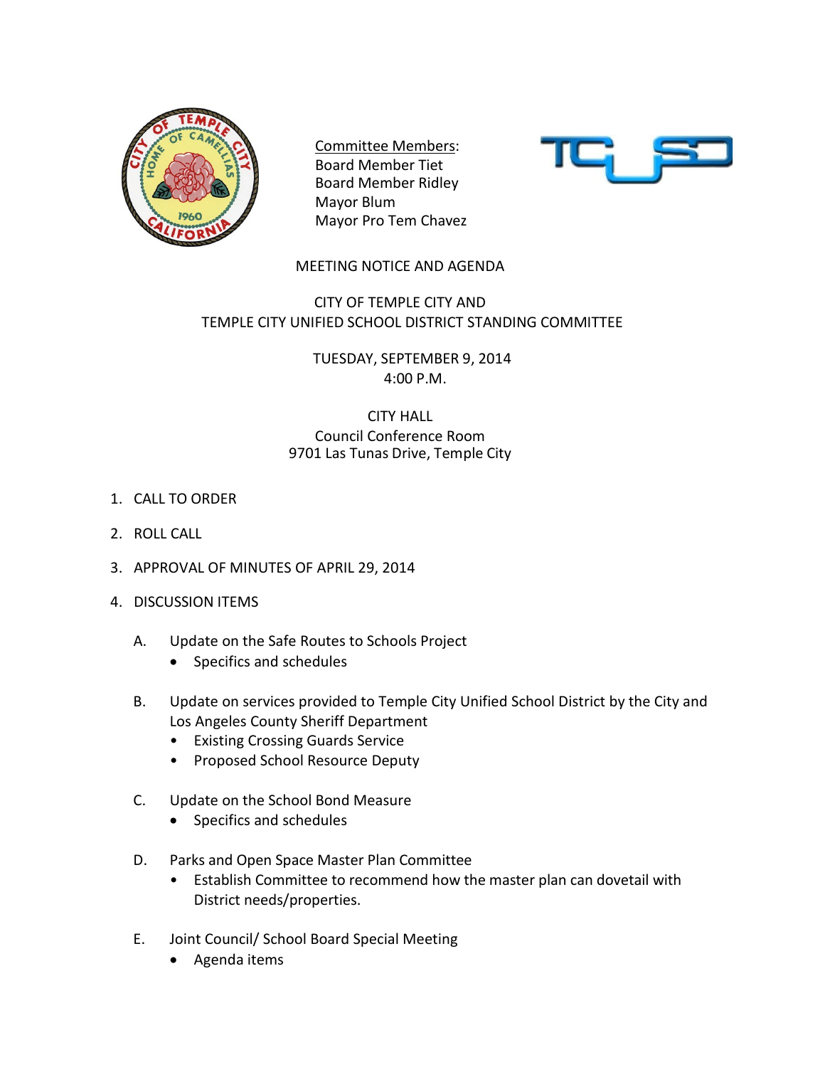Committee Members:
Board Member Tiet
Board Member Ridley
Mayor Blum
Mayor Pro Tem Chavez

MEETING NOTICE AND AGENDA

CITY OF TEMPLE CITY AND
TEMPLE CITY UNIFIED SCHOOL DISTRICT STANDING COMMITTEE

TUESDAY, SEPTEMBER 9, 2014
4:00 P.M.

CITY HALL
Council Conference Room
9701 Las Tunas Drive, Temple City

1. CALL TO ORDER

2. ROLL CALL

3. APPROVAL OF MINUTES OF APRIL 29, 2014

4. DISCUSSION ITEMS

   A. Update on the Safe Routes to Schools Project
      - Specifics and schedules

   B. Update on services provided to Temple City Unified School District by the City and Los Angeles County Sheriff Department
      - Existing Crossing Guards Service
      - Proposed School Resource Deputy

   C. Update on the School Bond Measure
      - Specifics and schedules

   D. Parks and Open Space Master Plan Committee
      - Establish Committee to recommend how the master plan can dovetail with District needs/properties.

   E. Joint Council/ School Board Special Meeting
      - Agenda items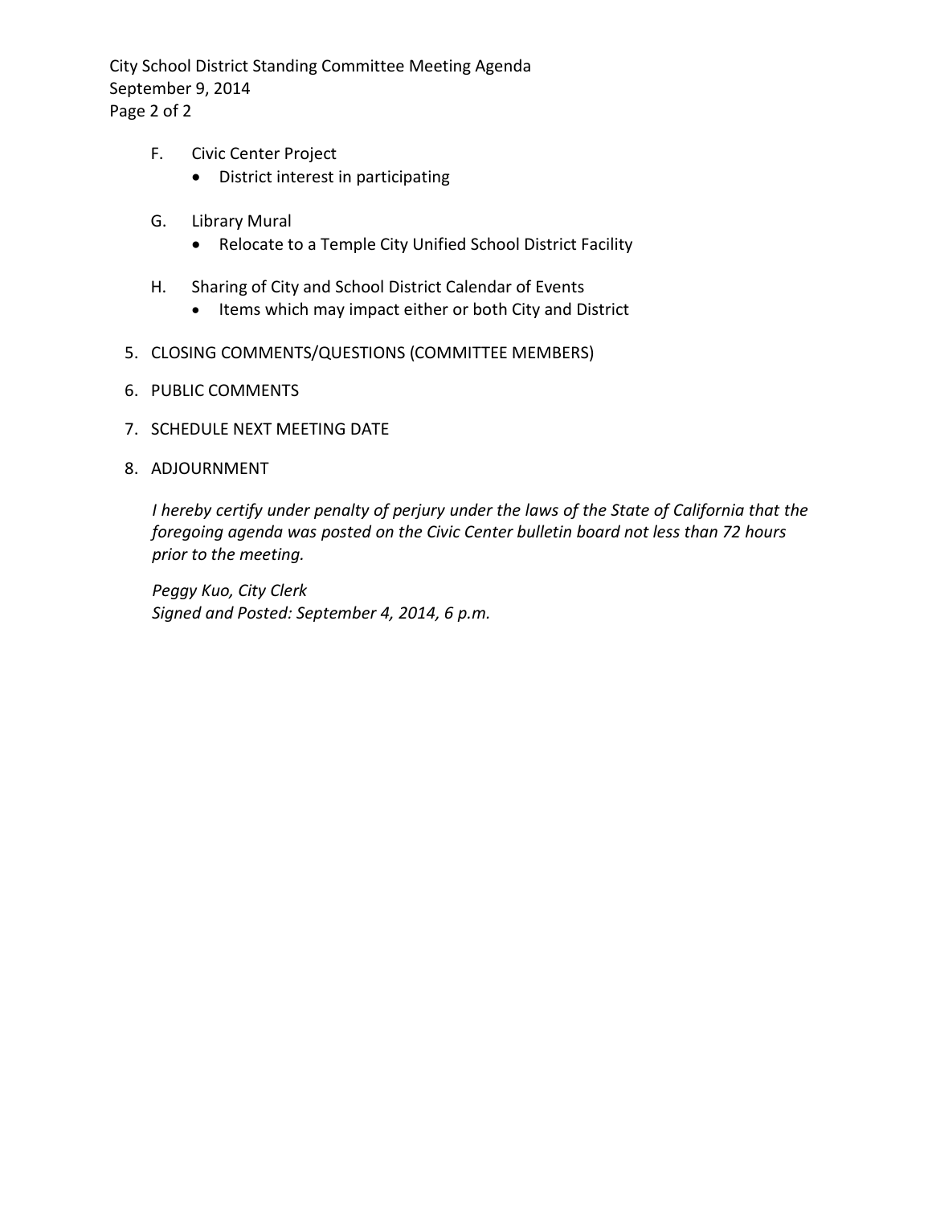F. Civic Center Project
   - District interest in participating

G. Library Mural
   - Relocate to a Temple City Unified School District Facility

H. Sharing of City and School District Calendar of Events
   - Items which may impact either or both City and District

5. CLOSING COMMENTS/QUESTIONS (COMMITTEE MEMBERS)

6. PUBLIC COMMENTS

7. SCHEDULE NEXT MEETING DATE

8. ADJOURNMENT

*I hereby certify under penalty of perjury under the laws of the State of California that the foregoing agenda was posted on the Civic Center bulletin board not less than 72 hours prior to the meeting.*

*Peggy Kuo, City Clerk*
*Signed and Posted: September 4, 2014, 6 p.m.*